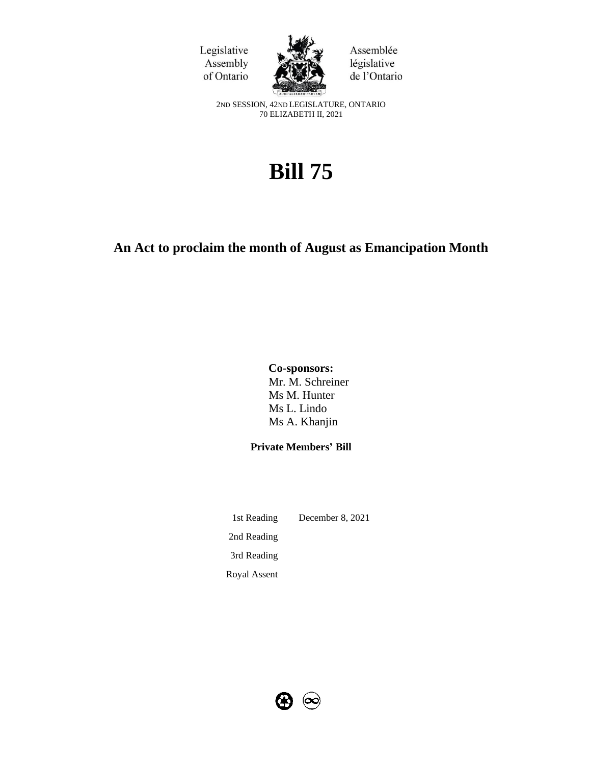Legislative Assembly of Ontario

Assemblée législative de l'Ontario

2ND SESSION, 42ND LEGISLATURE, ONTARIO
70 ELIZABETH II, 2021

# Bill 75

## An Act to proclaim the month of August as Emancipation Month

**Co-sponsors:**
Mr. M. Schreiner
Ms M. Hunter
Ms L. Lindo
Ms A. Khanjin

**Private Members' Bill**

| | |
|---|---|
| 1st Reading | December 8, 2021 |
| 2nd Reading | |
| 3rd Reading | |
| Royal Assent | |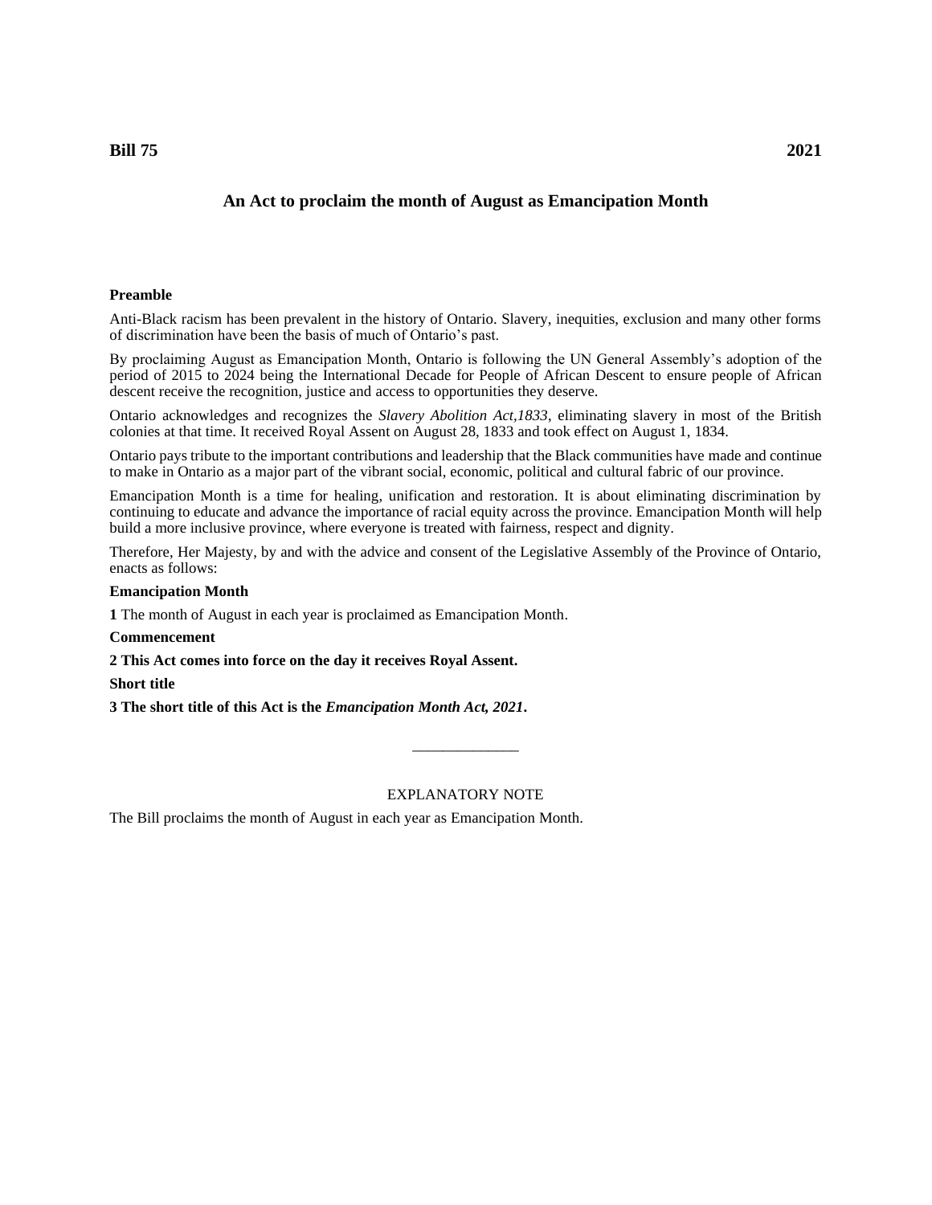**Bill 75** **2021**

## An Act to proclaim the month of August as Emancipation Month

**Preamble**

Anti-Black racism has been prevalent in the history of Ontario. Slavery, inequities, exclusion and many other forms of discrimination have been the basis of much of Ontario's past.

By proclaiming August as Emancipation Month, Ontario is following the UN General Assembly's adoption of the period of 2015 to 2024 being the International Decade for People of African Descent to ensure people of African descent receive the recognition, justice and access to opportunities they deserve.

Ontario acknowledges and recognizes the *Slavery Abolition Act,1833*, eliminating slavery in most of the British colonies at that time. It received Royal Assent on August 28, 1833 and took effect on August 1, 1834.

Ontario pays tribute to the important contributions and leadership that the Black communities have made and continue to make in Ontario as a major part of the vibrant social, economic, political and cultural fabric of our province.

Emancipation Month is a time for healing, unification and restoration. It is about eliminating discrimination by continuing to educate and advance the importance of racial equity across the province. Emancipation Month will help build a more inclusive province, where everyone is treated with fairness, respect and dignity.

Therefore, Her Majesty, by and with the advice and consent of the Legislative Assembly of the Province of Ontario, enacts as follows:

**Emancipation Month**

**1** The month of August in each year is proclaimed as Emancipation Month.

**Commencement**

**2 This Act comes into force on the day it receives Royal Assent.**

**Short title**

**3 The short title of this Act is the *Emancipation Month Act, 2021*.**

---

EXPLANATORY NOTE

The Bill proclaims the month of August in each year as Emancipation Month.